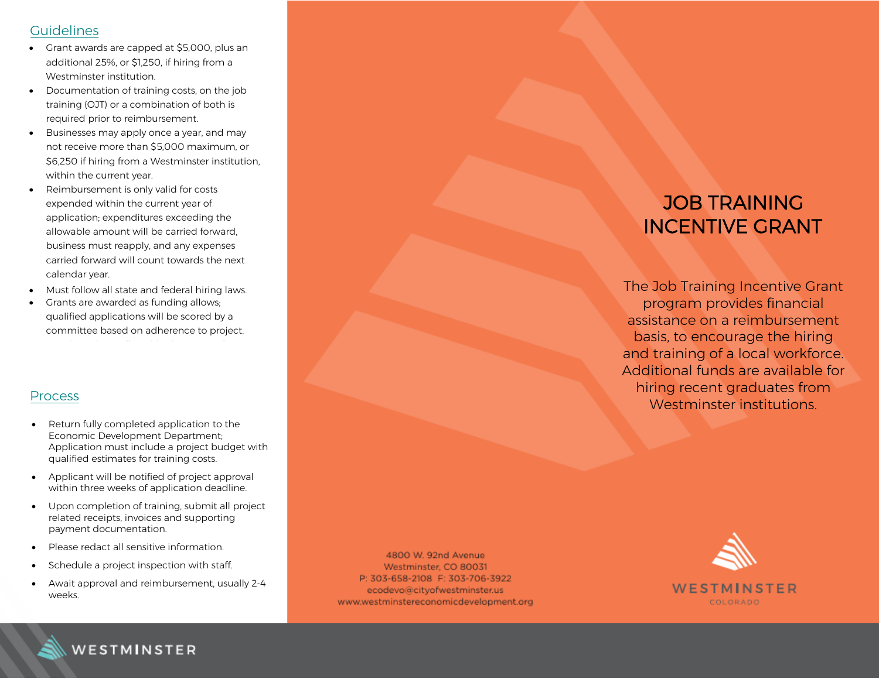## Guidelines

- Grant awards are capped at $5,000, plus an additional 25%, or $1,250, if hiring from a Westminster institution.
- Documentation of training costs, on the job training (OJT) or a combination of both is required prior to reimbursement.
- Businesses may apply once a year, and may not receive more than $5,000 maximum, or $6,250 if hiring from a Westminster institution, within the current year.
- Reimbursement is only valid for costs expended within the current year of application; expenditures exceeding the allowable amount will be carried forward, business must reapply, and any expenses carried forward will count towards the next calendar year.
- Must follow all state and federal hiring laws.
- Grants are awarded as funding allows; qualified applications will be scored by a committee based on adherence to project.

## Process

- Return fully completed application to the Economic Development Department; Application must include a project budget with qualified estimates for training costs.
- Applicant will be notified of project approval within three weeks of application deadline.
- Upon completion of training, submit all project related receipts, invoices and supporting payment documentation.
- Please redact all sensitive information.
- Schedule a project inspection with staff.
- Await approval and reimbursement, usually 2-4 weeks.

# JOB TRAINING INCENTIVE GRANT

The Job Training Incentive Grant program provides financial assistance on a reimbursement basis, to encourage the hiring and training of a local workforce. Additional funds are available for hiring recent graduates from Westminster institutions.

4800 W. 92nd Avenue
Westminster, CO 80031
P: 303-658-2108 F: 303-706-3922
ecodevo@cityofwestminster.us
www.westminstereconomicdevelopment.org

WESTMINSTER
COLORADO

WESTMINSTER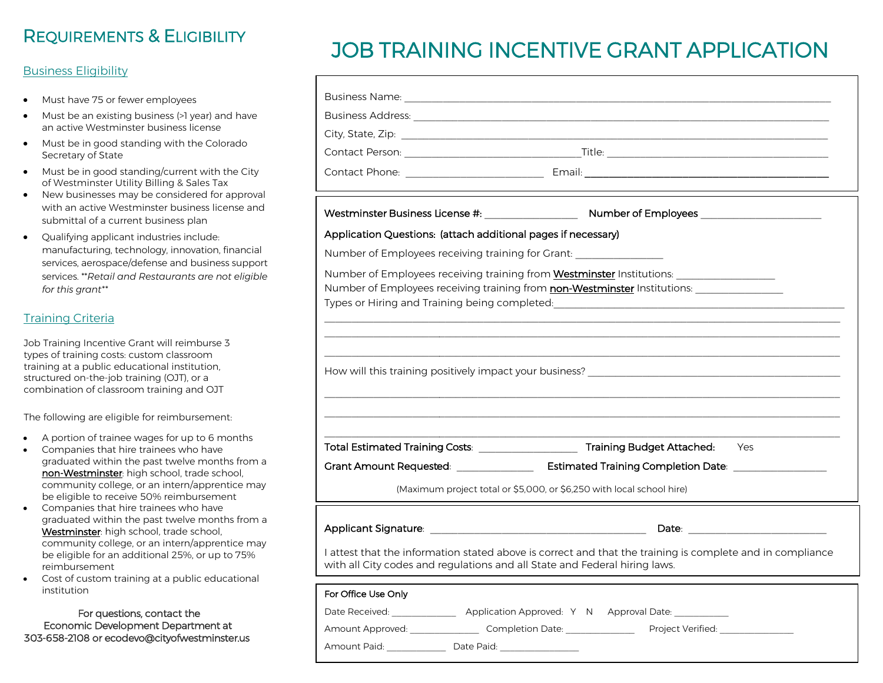## Requirements & Eligibility

### Business Eligibility

- Must have 75 or fewer employees
- Must be an existing business (>1 year) and have an active Westminster business license
- Must be in good standing with the Colorado Secretary of State
- Must be in good standing/current with the City of Westminster Utility Billing & Sales Tax
- New businesses may be considered for approval with an active Westminster business license and submittal of a current business plan
- Qualifying applicant industries include: manufacturing, technology, innovation, financial services, aerospace/defense and business support services. *\*\*Retail and Restaurants are not eligible for this grant\*\**

### Training Criteria

Job Training Incentive Grant will reimburse 3 types of training costs: custom classroom training at a public educational institution, structured on-the-job training (OJT), or a combination of classroom training and OJT

The following are eligible for reimbursement:

- A portion of trainee wages for up to 6 months
- Companies that hire trainees who have graduated within the past twelve months from a <u>non-Westminster</u>: high school, trade school, community college, or an intern/apprentice may be eligible to receive 50% reimbursement
- Companies that hire trainees who have graduated within the past twelve months from a <u>Westminster</u>: high school, trade school, community college, or an intern/apprentice may be eligible for an additional 25%, or up to 75% reimbursement
- Cost of custom training at a public educational institution

For questions, contact the Economic Development Department at 303-658-2108 or ecodevo@cityofwestminster.us

# JOB TRAINING INCENTIVE GRANT APPLICATION

Business Name: ____________________

Business Address: ____________________

City, State, Zip: ____________________

Contact Person: ____________________ Title: ____________________

Contact Phone: ____________________ Email: ____________________

Westminster Business License #: ____________ Number of Employees ____________

Application Questions: (attach additional pages if necessary)

Number of Employees receiving training for Grant: ____________

Number of Employees receiving training from <u>Westminster</u> Institutions: ____________

Number of Employees receiving training from <u>non-Westminster</u> Institutions: ____________

Types or Hiring and Training being completed: ____________________

____________________

____________________

____________________

How will this training positively impact your business? ____________________

____________________

____________________

____________________

**Total Estimated Training Costs**: ____________ **Training Budget Attached:** Yes

**Grant Amount Requested**: ____________ **Estimated Training Completion Date**: ____________

(Maximum project total or $5,000, or $6,250 with local school hire)

**Applicant Signature**: ____________________ **Date**: ____________

I attest that the information stated above is correct and that the training is complete and in compliance with all City codes and regulations and all State and Federal hiring laws.

**For Office Use Only**

Date Received: ____________ Application Approved: Y N Approval Date: ____________

Amount Approved: ____________ Completion Date: ____________ Project Verified: ____________

Amount Paid: ____________ Date Paid: ____________